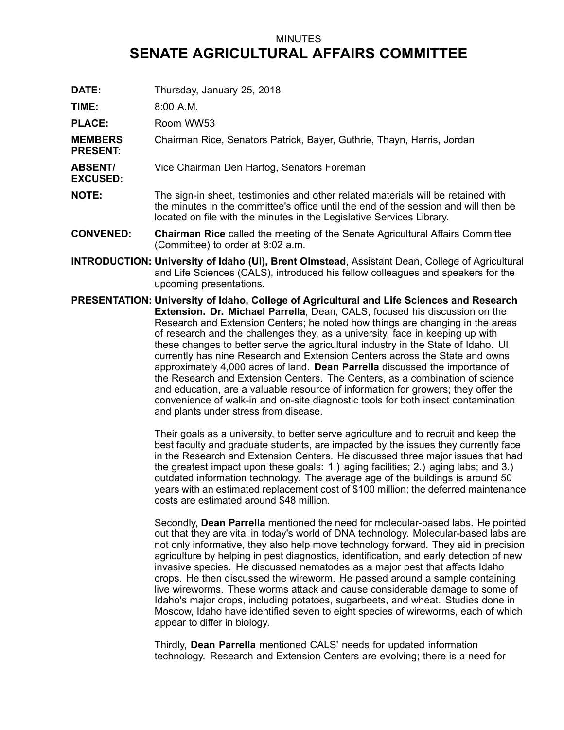MINUTES

# SENATE AGRICULTURAL AFFAIRS COMMITTEE

**DATE:** Thursday, January 25, 2018

**TIME:** 8:00 A.M.

**PLACE:** Room WW53

**MEMBERS PRESENT:** Chairman Rice, Senators Patrick, Bayer, Guthrie, Thayn, Harris, Jordan

**ABSENT/ EXCUSED:** Vice Chairman Den Hartog, Senators Foreman

**NOTE:** The sign-in sheet, testimonies and other related materials will be retained with the minutes in the committee's office until the end of the session and will then be located on file with the minutes in the Legislative Services Library.

**CONVENED:** **Chairman Rice** called the meeting of the Senate Agricultural Affairs Committee (Committee) to order at 8:02 a.m.

**INTRODUCTION:** **University of Idaho (UI), Brent Olmstead**, Assistant Dean, College of Agricultural and Life Sciences (CALS), introduced his fellow colleagues and speakers for the upcoming presentations.

**PRESENTATION:** **University of Idaho, College of Agricultural and Life Sciences and Research Extension. Dr. Michael Parrella**, Dean, CALS, focused his discussion on the Research and Extension Centers; he noted how things are changing in the areas of research and the challenges they, as a university, face in keeping up with these changes to better serve the agricultural industry in the State of Idaho. UI currently has nine Research and Extension Centers across the State and owns approximately 4,000 acres of land. **Dean Parrella** discussed the importance of the Research and Extension Centers. The Centers, as a combination of science and education, are a valuable resource of information for growers; they offer the convenience of walk-in and on-site diagnostic tools for both insect contamination and plants under stress from disease.

Their goals as a university, to better serve agriculture and to recruit and keep the best faculty and graduate students, are impacted by the issues they currently face in the Research and Extension Centers. He discussed three major issues that had the greatest impact upon these goals: 1.) aging facilities; 2.) aging labs; and 3.) outdated information technology. The average age of the buildings is around 50 years with an estimated replacement cost of $100 million; the deferred maintenance costs are estimated around $48 million.

Secondly, **Dean Parrella** mentioned the need for molecular-based labs. He pointed out that they are vital in today's world of DNA technology. Molecular-based labs are not only informative, they also help move technology forward. They aid in precision agriculture by helping in pest diagnostics, identification, and early detection of new invasive species. He discussed nematodes as a major pest that affects Idaho crops. He then discussed the wireworm. He passed around a sample containing live wireworms. These worms attack and cause considerable damage to some of Idaho's major crops, including potatoes, sugarbeets, and wheat. Studies done in Moscow, Idaho have identified seven to eight species of wireworms, each of which appear to differ in biology.

Thirdly, **Dean Parrella** mentioned CALS' needs for updated information technology. Research and Extension Centers are evolving; there is a need for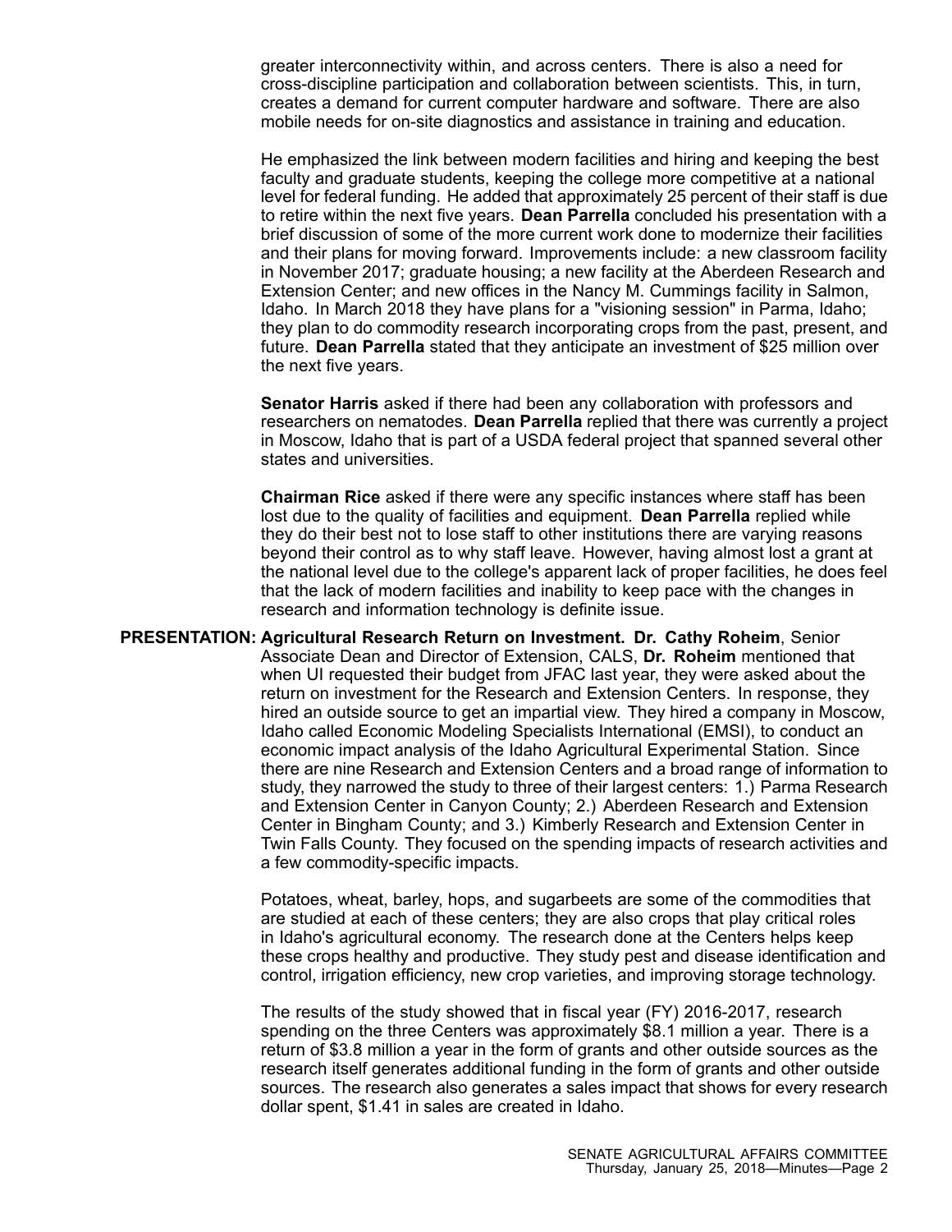greater interconnectivity within, and across centers. There is also a need for cross-discipline participation and collaboration between scientists. This, in turn, creates a demand for current computer hardware and software. There are also mobile needs for on-site diagnostics and assistance in training and education.

He emphasized the link between modern facilities and hiring and keeping the best faculty and graduate students, keeping the college more competitive at a national level for federal funding. He added that approximately 25 percent of their staff is due to retire within the next five years. **Dean Parrella** concluded his presentation with a brief discussion of some of the more current work done to modernize their facilities and their plans for moving forward. Improvements include: a new classroom facility in November 2017; graduate housing; a new facility at the Aberdeen Research and Extension Center; and new offices in the Nancy M. Cummings facility in Salmon, Idaho. In March 2018 they have plans for a "visioning session" in Parma, Idaho; they plan to do commodity research incorporating crops from the past, present, and future. **Dean Parrella** stated that they anticipate an investment of $25 million over the next five years.

**Senator Harris** asked if there had been any collaboration with professors and researchers on nematodes. **Dean Parrella** replied that there was currently a project in Moscow, Idaho that is part of a USDA federal project that spanned several other states and universities.

**Chairman Rice** asked if there were any specific instances where staff has been lost due to the quality of facilities and equipment. **Dean Parrella** replied while they do their best not to lose staff to other institutions there are varying reasons beyond their control as to why staff leave. However, having almost lost a grant at the national level due to the college's apparent lack of proper facilities, he does feel that the lack of modern facilities and inability to keep pace with the changes in research and information technology is definite issue.

**PRESENTATION: Agricultural Research Return on Investment. Dr. Cathy Roheim**, Senior Associate Dean and Director of Extension, CALS, **Dr. Roheim** mentioned that when UI requested their budget from JFAC last year, they were asked about the return on investment for the Research and Extension Centers. In response, they hired an outside source to get an impartial view. They hired a company in Moscow, Idaho called Economic Modeling Specialists International (EMSI), to conduct an economic impact analysis of the Idaho Agricultural Experimental Station. Since there are nine Research and Extension Centers and a broad range of information to study, they narrowed the study to three of their largest centers: 1.) Parma Research and Extension Center in Canyon County; 2.) Aberdeen Research and Extension Center in Bingham County; and 3.) Kimberly Research and Extension Center in Twin Falls County. They focused on the spending impacts of research activities and a few commodity-specific impacts.

Potatoes, wheat, barley, hops, and sugarbeets are some of the commodities that are studied at each of these centers; they are also crops that play critical roles in Idaho's agricultural economy. The research done at the Centers helps keep these crops healthy and productive. They study pest and disease identification and control, irrigation efficiency, new crop varieties, and improving storage technology.

The results of the study showed that in fiscal year (FY) 2016-2017, research spending on the three Centers was approximately $8.1 million a year. There is a return of $3.8 million a year in the form of grants and other outside sources as the research itself generates additional funding in the form of grants and other outside sources. The research also generates a sales impact that shows for every research dollar spent, $1.41 in sales are created in Idaho.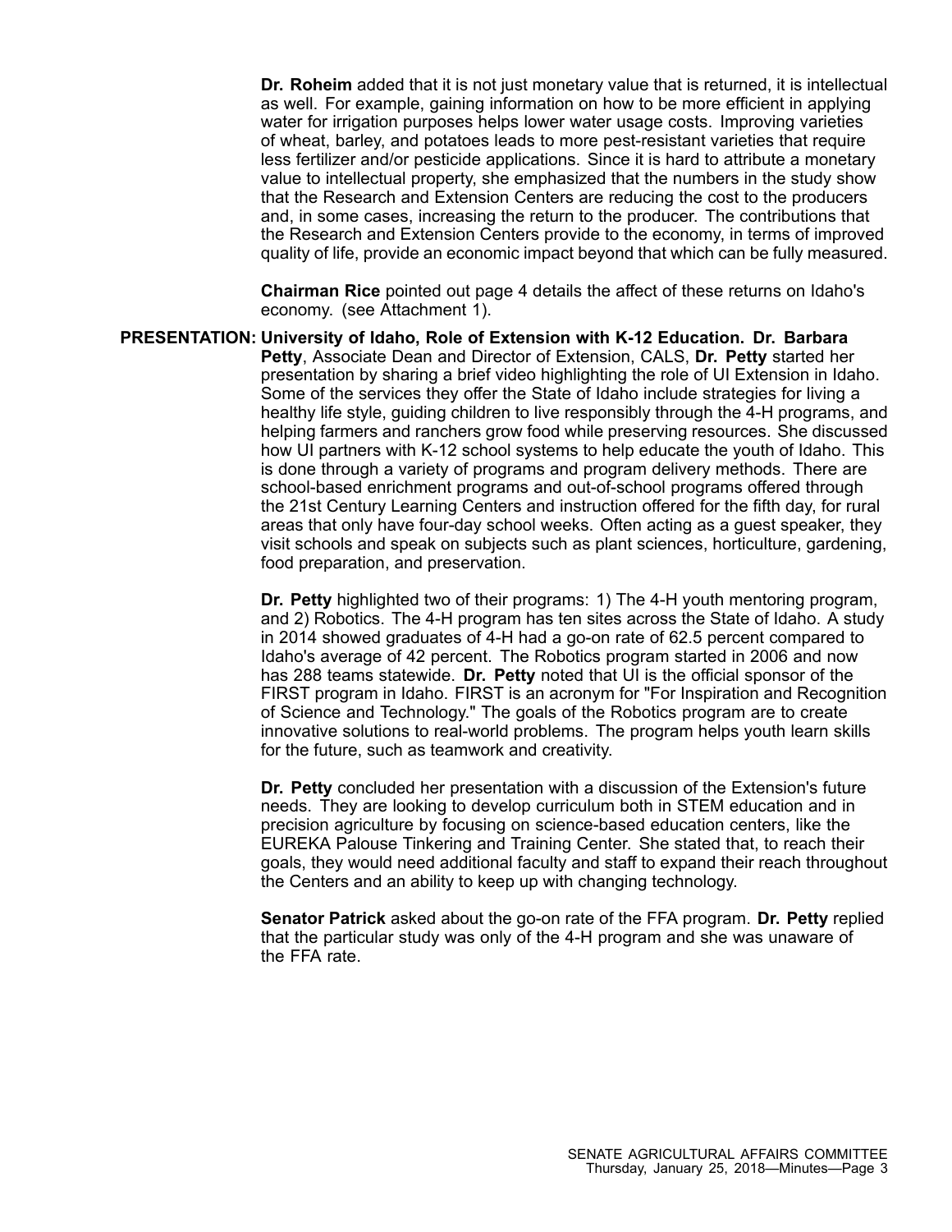**Dr. Roheim** added that it is not just monetary value that is returned, it is intellectual as well. For example, gaining information on how to be more efficient in applying water for irrigation purposes helps lower water usage costs. Improving varieties of wheat, barley, and potatoes leads to more pest-resistant varieties that require less fertilizer and/or pesticide applications. Since it is hard to attribute a monetary value to intellectual property, she emphasized that the numbers in the study show that the Research and Extension Centers are reducing the cost to the producers and, in some cases, increasing the return to the producer. The contributions that the Research and Extension Centers provide to the economy, in terms of improved quality of life, provide an economic impact beyond that which can be fully measured.

**Chairman Rice** pointed out page 4 details the affect of these returns on Idaho's economy. (see Attachment 1).

**PRESENTATION: University of Idaho, Role of Extension with K-12 Education. Dr. Barbara Petty**, Associate Dean and Director of Extension, CALS, **Dr. Petty** started her presentation by sharing a brief video highlighting the role of UI Extension in Idaho. Some of the services they offer the State of Idaho include strategies for living a healthy life style, guiding children to live responsibly through the 4-H programs, and helping farmers and ranchers grow food while preserving resources. She discussed how UI partners with K-12 school systems to help educate the youth of Idaho. This is done through a variety of programs and program delivery methods. There are school-based enrichment programs and out-of-school programs offered through the 21st Century Learning Centers and instruction offered for the fifth day, for rural areas that only have four-day school weeks. Often acting as a guest speaker, they visit schools and speak on subjects such as plant sciences, horticulture, gardening, food preparation, and preservation.

**Dr. Petty** highlighted two of their programs: 1) The 4-H youth mentoring program, and 2) Robotics. The 4-H program has ten sites across the State of Idaho. A study in 2014 showed graduates of 4-H had a go-on rate of 62.5 percent compared to Idaho's average of 42 percent. The Robotics program started in 2006 and now has 288 teams statewide. **Dr. Petty** noted that UI is the official sponsor of the FIRST program in Idaho. FIRST is an acronym for "For Inspiration and Recognition of Science and Technology." The goals of the Robotics program are to create innovative solutions to real-world problems. The program helps youth learn skills for the future, such as teamwork and creativity.

**Dr. Petty** concluded her presentation with a discussion of the Extension's future needs. They are looking to develop curriculum both in STEM education and in precision agriculture by focusing on science-based education centers, like the EUREKA Palouse Tinkering and Training Center. She stated that, to reach their goals, they would need additional faculty and staff to expand their reach throughout the Centers and an ability to keep up with changing technology.

**Senator Patrick** asked about the go-on rate of the FFA program. **Dr. Petty** replied that the particular study was only of the 4-H program and she was unaware of the FFA rate.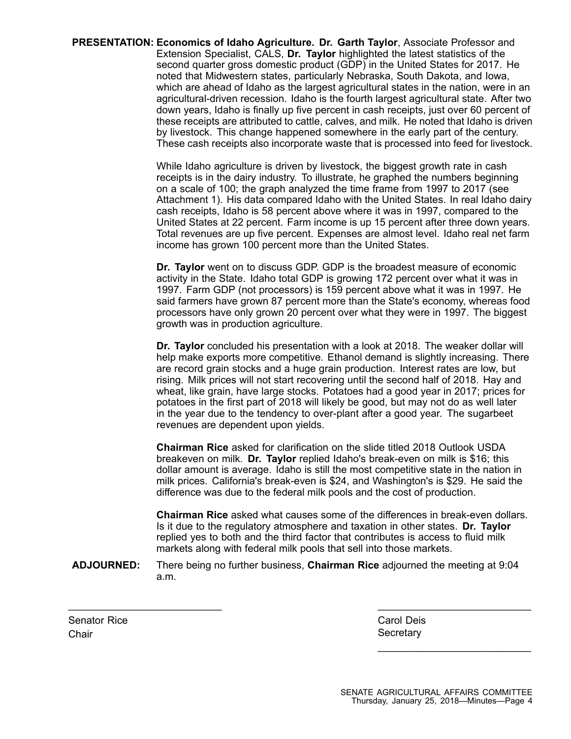**PRESENTATION:** **Economics of Idaho Agriculture. Dr. Garth Taylor**, Associate Professor and Extension Specialist, CALS, **Dr. Taylor** highlighted the latest statistics of the second quarter gross domestic product (GDP) in the United States for 2017. He noted that Midwestern states, particularly Nebraska, South Dakota, and Iowa, which are ahead of Idaho as the largest agricultural states in the nation, were in an agricultural-driven recession. Idaho is the fourth largest agricultural state. After two down years, Idaho is finally up five percent in cash receipts, just over 60 percent of these receipts are attributed to cattle, calves, and milk. He noted that Idaho is driven by livestock. This change happened somewhere in the early part of the century. These cash receipts also incorporate waste that is processed into feed for livestock.

While Idaho agriculture is driven by livestock, the biggest growth rate in cash receipts is in the dairy industry. To illustrate, he graphed the numbers beginning on a scale of 100; the graph analyzed the time frame from 1997 to 2017 (see Attachment 1). His data compared Idaho with the United States. In real Idaho dairy cash receipts, Idaho is 58 percent above where it was in 1997, compared to the United States at 22 percent. Farm income is up 15 percent after three down years. Total revenues are up five percent. Expenses are almost level. Idaho real net farm income has grown 100 percent more than the United States.

**Dr. Taylor** went on to discuss GDP. GDP is the broadest measure of economic activity in the State. Idaho total GDP is growing 172 percent over what it was in 1997. Farm GDP (not processors) is 159 percent above what it was in 1997. He said farmers have grown 87 percent more than the State's economy, whereas food processors have only grown 20 percent over what they were in 1997. The biggest growth was in production agriculture.

**Dr. Taylor** concluded his presentation with a look at 2018. The weaker dollar will help make exports more competitive. Ethanol demand is slightly increasing. There are record grain stocks and a huge grain production. Interest rates are low, but rising. Milk prices will not start recovering until the second half of 2018. Hay and wheat, like grain, have large stocks. Potatoes had a good year in 2017; prices for potatoes in the first part of 2018 will likely be good, but may not do as well later in the year due to the tendency to over-plant after a good year. The sugarbeet revenues are dependent upon yields.

**Chairman Rice** asked for clarification on the slide titled 2018 Outlook USDA breakeven on milk. **Dr. Taylor** replied Idaho's break-even on milk is $16; this dollar amount is average. Idaho is still the most competitive state in the nation in milk prices. California's break-even is $24, and Washington's is $29. He said the difference was due to the federal milk pools and the cost of production.

**Chairman Rice** asked what causes some of the differences in break-even dollars. Is it due to the regulatory atmosphere and taxation in other states. **Dr. Taylor** replied yes to both and the third factor that contributes is access to fluid milk markets along with federal milk pools that sell into those markets.

**ADJOURNED:** There being no further business, **Chairman Rice** adjourned the meeting at 9:04 a.m.

___________________________ ___________________________

Senator Rice
Chair

Carol Deis
Secretary

___________________________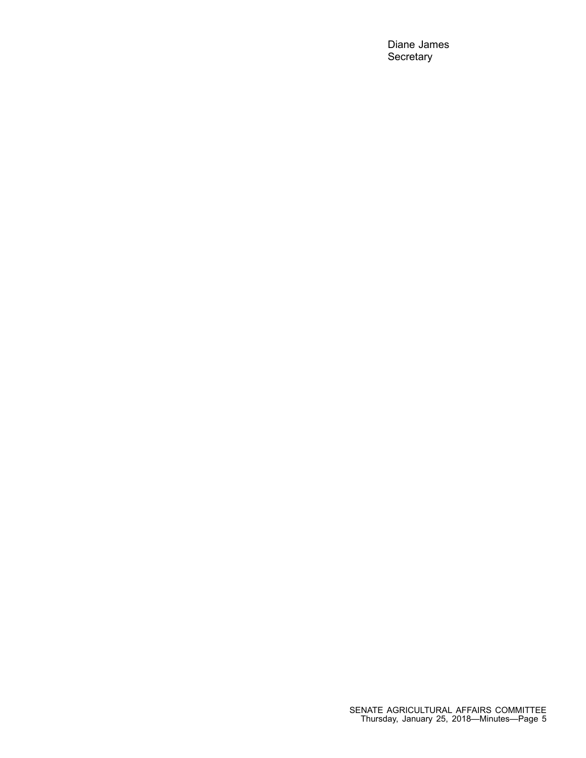Diane James
Secretary